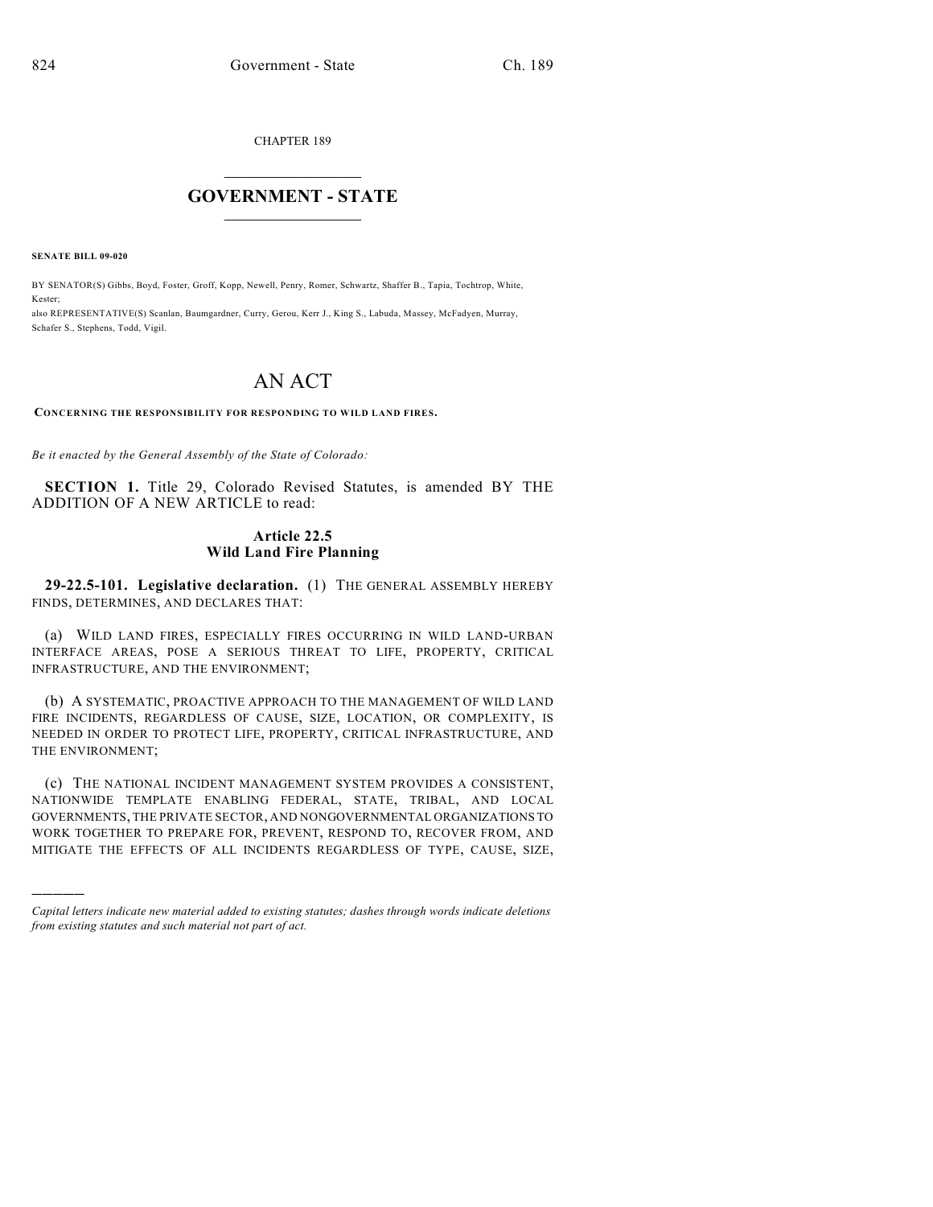CHAPTER 189

# GOVERNMENT - STATE

**SENATE BILL 09-020**

BY SENATOR(S) Gibbs, Boyd, Foster, Groff, Kopp, Newell, Penry, Romer, Schwartz, Shaffer B., Tapia, Tochtrop, White, Kester;
also REPRESENTATIVE(S) Scanlan, Baumgardner, Curry, Gerou, Kerr J., King S., Labuda, Massey, McFadyen, Murray, Schafer S., Stephens, Todd, Vigil.

# AN ACT

**CONCERNING THE RESPONSIBILITY FOR RESPONDING TO WILD LAND FIRES.**

*Be it enacted by the General Assembly of the State of Colorado:*

**SECTION 1.** Title 29, Colorado Revised Statutes, is amended BY THE ADDITION OF A NEW ARTICLE to read:

### Article 22.5
### Wild Land Fire Planning

**29-22.5-101. Legislative declaration.** (1) THE GENERAL ASSEMBLY HEREBY FINDS, DETERMINES, AND DECLARES THAT:

(a) WILD LAND FIRES, ESPECIALLY FIRES OCCURRING IN WILD LAND-URBAN INTERFACE AREAS, POSE A SERIOUS THREAT TO LIFE, PROPERTY, CRITICAL INFRASTRUCTURE, AND THE ENVIRONMENT;

(b) A SYSTEMATIC, PROACTIVE APPROACH TO THE MANAGEMENT OF WILD LAND FIRE INCIDENTS, REGARDLESS OF CAUSE, SIZE, LOCATION, OR COMPLEXITY, IS NEEDED IN ORDER TO PROTECT LIFE, PROPERTY, CRITICAL INFRASTRUCTURE, AND THE ENVIRONMENT;

(c) THE NATIONAL INCIDENT MANAGEMENT SYSTEM PROVIDES A CONSISTENT, NATIONWIDE TEMPLATE ENABLING FEDERAL, STATE, TRIBAL, AND LOCAL GOVERNMENTS, THE PRIVATE SECTOR, AND NONGOVERNMENTAL ORGANIZATIONS TO WORK TOGETHER TO PREPARE FOR, PREVENT, RESPOND TO, RECOVER FROM, AND MITIGATE THE EFFECTS OF ALL INCIDENTS REGARDLESS OF TYPE, CAUSE, SIZE,

---

*Capital letters indicate new material added to existing statutes; dashes through words indicate deletions from existing statutes and such material not part of act.*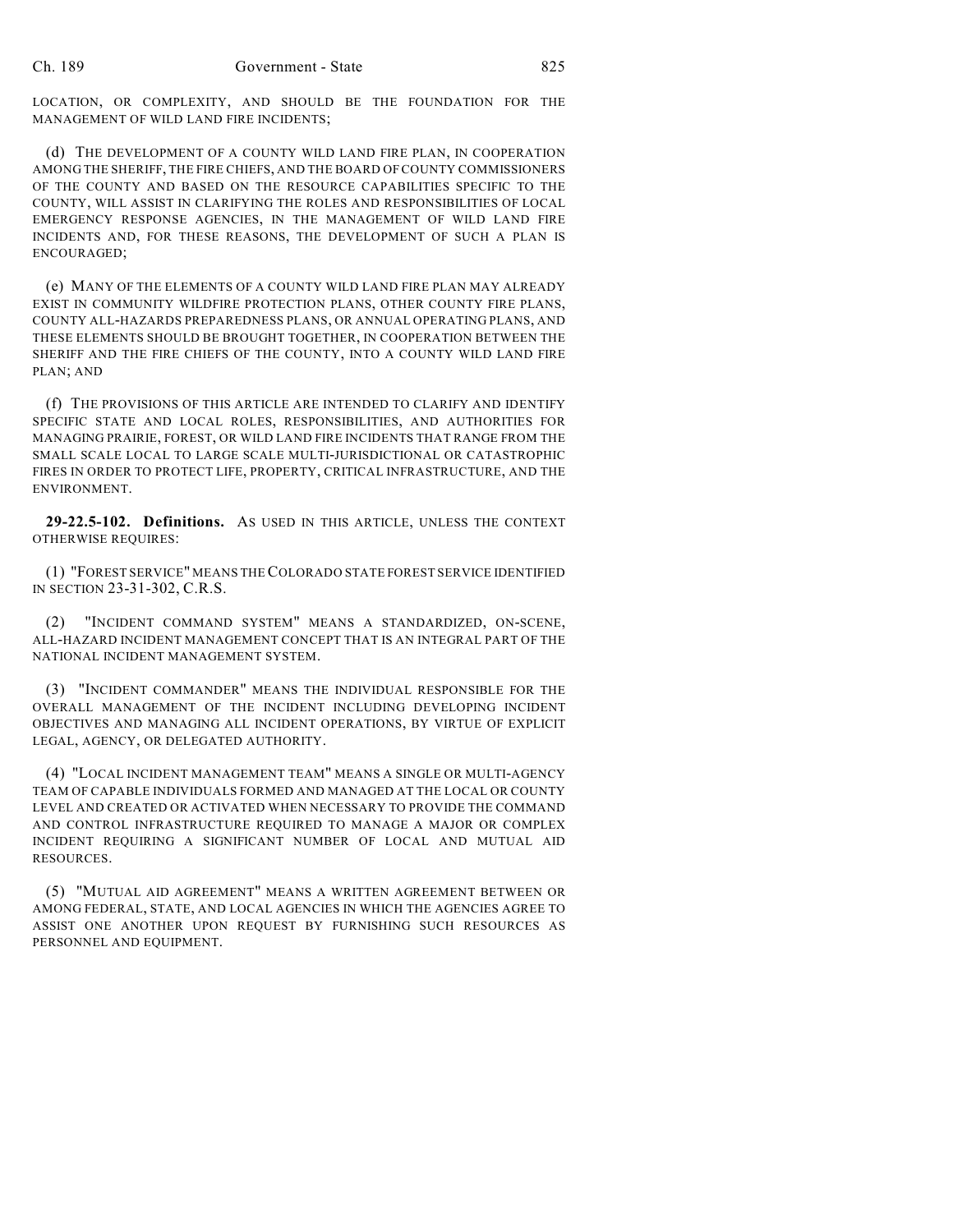LOCATION, OR COMPLEXITY, AND SHOULD BE THE FOUNDATION FOR THE MANAGEMENT OF WILD LAND FIRE INCIDENTS;

(d) THE DEVELOPMENT OF A COUNTY WILD LAND FIRE PLAN, IN COOPERATION AMONG THE SHERIFF, THE FIRE CHIEFS, AND THE BOARD OF COUNTY COMMISSIONERS OF THE COUNTY AND BASED ON THE RESOURCE CAPABILITIES SPECIFIC TO THE COUNTY, WILL ASSIST IN CLARIFYING THE ROLES AND RESPONSIBILITIES OF LOCAL EMERGENCY RESPONSE AGENCIES, IN THE MANAGEMENT OF WILD LAND FIRE INCIDENTS AND, FOR THESE REASONS, THE DEVELOPMENT OF SUCH A PLAN IS ENCOURAGED;

(e) MANY OF THE ELEMENTS OF A COUNTY WILD LAND FIRE PLAN MAY ALREADY EXIST IN COMMUNITY WILDFIRE PROTECTION PLANS, OTHER COUNTY FIRE PLANS, COUNTY ALL-HAZARDS PREPAREDNESS PLANS, OR ANNUAL OPERATING PLANS, AND THESE ELEMENTS SHOULD BE BROUGHT TOGETHER, IN COOPERATION BETWEEN THE SHERIFF AND THE FIRE CHIEFS OF THE COUNTY, INTO A COUNTY WILD LAND FIRE PLAN; AND

(f) THE PROVISIONS OF THIS ARTICLE ARE INTENDED TO CLARIFY AND IDENTIFY SPECIFIC STATE AND LOCAL ROLES, RESPONSIBILITIES, AND AUTHORITIES FOR MANAGING PRAIRIE, FOREST, OR WILD LAND FIRE INCIDENTS THAT RANGE FROM THE SMALL SCALE LOCAL TO LARGE SCALE MULTI-JURISDICTIONAL OR CATASTROPHIC FIRES IN ORDER TO PROTECT LIFE, PROPERTY, CRITICAL INFRASTRUCTURE, AND THE ENVIRONMENT.

**29-22.5-102. Definitions.** AS USED IN THIS ARTICLE, UNLESS THE CONTEXT OTHERWISE REQUIRES:

(1) "FOREST SERVICE" MEANS THE COLORADO STATE FOREST SERVICE IDENTIFIED IN SECTION 23-31-302, C.R.S.

(2) "INCIDENT COMMAND SYSTEM" MEANS A STANDARDIZED, ON-SCENE, ALL-HAZARD INCIDENT MANAGEMENT CONCEPT THAT IS AN INTEGRAL PART OF THE NATIONAL INCIDENT MANAGEMENT SYSTEM.

(3) "INCIDENT COMMANDER" MEANS THE INDIVIDUAL RESPONSIBLE FOR THE OVERALL MANAGEMENT OF THE INCIDENT INCLUDING DEVELOPING INCIDENT OBJECTIVES AND MANAGING ALL INCIDENT OPERATIONS, BY VIRTUE OF EXPLICIT LEGAL, AGENCY, OR DELEGATED AUTHORITY.

(4) "LOCAL INCIDENT MANAGEMENT TEAM" MEANS A SINGLE OR MULTI-AGENCY TEAM OF CAPABLE INDIVIDUALS FORMED AND MANAGED AT THE LOCAL OR COUNTY LEVEL AND CREATED OR ACTIVATED WHEN NECESSARY TO PROVIDE THE COMMAND AND CONTROL INFRASTRUCTURE REQUIRED TO MANAGE A MAJOR OR COMPLEX INCIDENT REQUIRING A SIGNIFICANT NUMBER OF LOCAL AND MUTUAL AID RESOURCES.

(5) "MUTUAL AID AGREEMENT" MEANS A WRITTEN AGREEMENT BETWEEN OR AMONG FEDERAL, STATE, AND LOCAL AGENCIES IN WHICH THE AGENCIES AGREE TO ASSIST ONE ANOTHER UPON REQUEST BY FURNISHING SUCH RESOURCES AS PERSONNEL AND EQUIPMENT.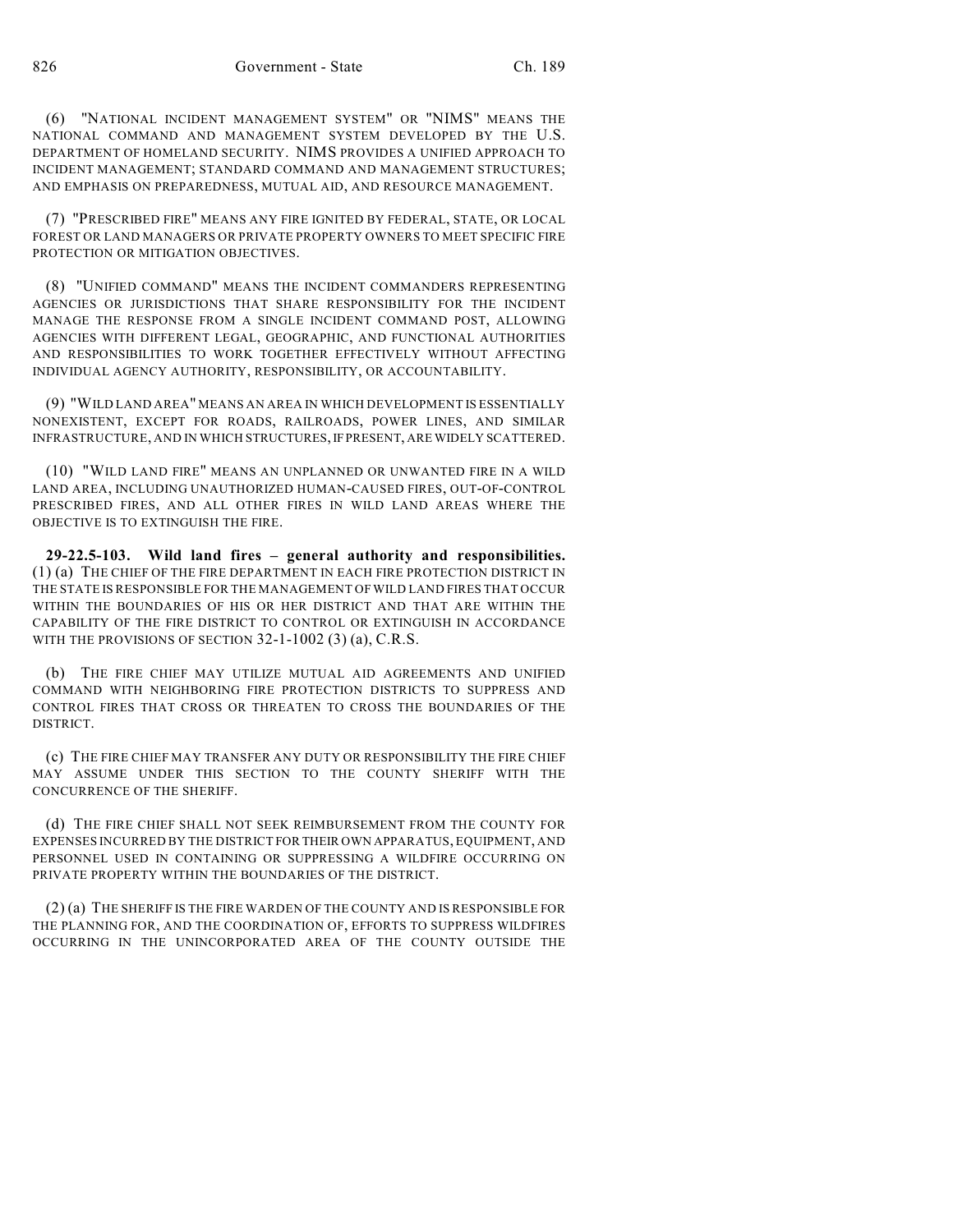(6) "NATIONAL INCIDENT MANAGEMENT SYSTEM" OR "NIMS" MEANS THE NATIONAL COMMAND AND MANAGEMENT SYSTEM DEVELOPED BY THE U.S. DEPARTMENT OF HOMELAND SECURITY. NIMS PROVIDES A UNIFIED APPROACH TO INCIDENT MANAGEMENT; STANDARD COMMAND AND MANAGEMENT STRUCTURES; AND EMPHASIS ON PREPAREDNESS, MUTUAL AID, AND RESOURCE MANAGEMENT.

(7) "PRESCRIBED FIRE" MEANS ANY FIRE IGNITED BY FEDERAL, STATE, OR LOCAL FOREST OR LAND MANAGERS OR PRIVATE PROPERTY OWNERS TO MEET SPECIFIC FIRE PROTECTION OR MITIGATION OBJECTIVES.

(8) "UNIFIED COMMAND" MEANS THE INCIDENT COMMANDERS REPRESENTING AGENCIES OR JURISDICTIONS THAT SHARE RESPONSIBILITY FOR THE INCIDENT MANAGE THE RESPONSE FROM A SINGLE INCIDENT COMMAND POST, ALLOWING AGENCIES WITH DIFFERENT LEGAL, GEOGRAPHIC, AND FUNCTIONAL AUTHORITIES AND RESPONSIBILITIES TO WORK TOGETHER EFFECTIVELY WITHOUT AFFECTING INDIVIDUAL AGENCY AUTHORITY, RESPONSIBILITY, OR ACCOUNTABILITY.

(9) "WILD LAND AREA" MEANS AN AREA IN WHICH DEVELOPMENT IS ESSENTIALLY NONEXISTENT, EXCEPT FOR ROADS, RAILROADS, POWER LINES, AND SIMILAR INFRASTRUCTURE, AND IN WHICH STRUCTURES, IF PRESENT, ARE WIDELY SCATTERED.

(10) "WILD LAND FIRE" MEANS AN UNPLANNED OR UNWANTED FIRE IN A WILD LAND AREA, INCLUDING UNAUTHORIZED HUMAN-CAUSED FIRES, OUT-OF-CONTROL PRESCRIBED FIRES, AND ALL OTHER FIRES IN WILD LAND AREAS WHERE THE OBJECTIVE IS TO EXTINGUISH THE FIRE.

**29-22.5-103. Wild land fires – general authority and responsibilities.** (1) (a) THE CHIEF OF THE FIRE DEPARTMENT IN EACH FIRE PROTECTION DISTRICT IN THE STATE IS RESPONSIBLE FOR THE MANAGEMENT OF WILD LAND FIRES THAT OCCUR WITHIN THE BOUNDARIES OF HIS OR HER DISTRICT AND THAT ARE WITHIN THE CAPABILITY OF THE FIRE DISTRICT TO CONTROL OR EXTINGUISH IN ACCORDANCE WITH THE PROVISIONS OF SECTION 32-1-1002 (3) (a), C.R.S.

(b) THE FIRE CHIEF MAY UTILIZE MUTUAL AID AGREEMENTS AND UNIFIED COMMAND WITH NEIGHBORING FIRE PROTECTION DISTRICTS TO SUPPRESS AND CONTROL FIRES THAT CROSS OR THREATEN TO CROSS THE BOUNDARIES OF THE DISTRICT.

(c) THE FIRE CHIEF MAY TRANSFER ANY DUTY OR RESPONSIBILITY THE FIRE CHIEF MAY ASSUME UNDER THIS SECTION TO THE COUNTY SHERIFF WITH THE CONCURRENCE OF THE SHERIFF.

(d) THE FIRE CHIEF SHALL NOT SEEK REIMBURSEMENT FROM THE COUNTY FOR EXPENSES INCURRED BY THE DISTRICT FOR THEIR OWN APPARATUS, EQUIPMENT, AND PERSONNEL USED IN CONTAINING OR SUPPRESSING A WILDFIRE OCCURRING ON PRIVATE PROPERTY WITHIN THE BOUNDARIES OF THE DISTRICT.

(2) (a) THE SHERIFF IS THE FIRE WARDEN OF THE COUNTY AND IS RESPONSIBLE FOR THE PLANNING FOR, AND THE COORDINATION OF, EFFORTS TO SUPPRESS WILDFIRES OCCURRING IN THE UNINCORPORATED AREA OF THE COUNTY OUTSIDE THE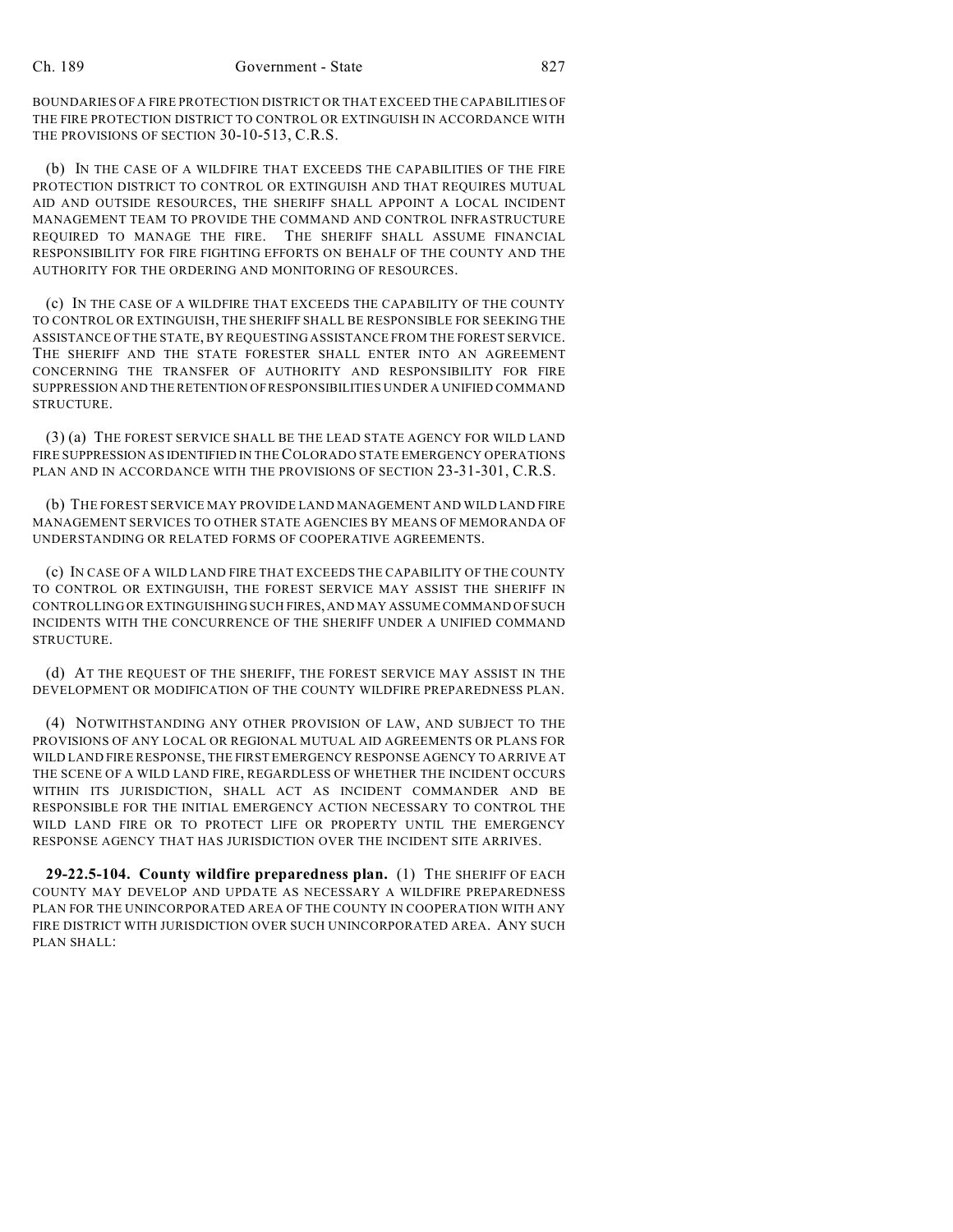BOUNDARIES OF A FIRE PROTECTION DISTRICT OR THAT EXCEED THE CAPABILITIES OF THE FIRE PROTECTION DISTRICT TO CONTROL OR EXTINGUISH IN ACCORDANCE WITH THE PROVISIONS OF SECTION 30-10-513, C.R.S.

(b) IN THE CASE OF A WILDFIRE THAT EXCEEDS THE CAPABILITIES OF THE FIRE PROTECTION DISTRICT TO CONTROL OR EXTINGUISH AND THAT REQUIRES MUTUAL AID AND OUTSIDE RESOURCES, THE SHERIFF SHALL APPOINT A LOCAL INCIDENT MANAGEMENT TEAM TO PROVIDE THE COMMAND AND CONTROL INFRASTRUCTURE REQUIRED TO MANAGE THE FIRE. THE SHERIFF SHALL ASSUME FINANCIAL RESPONSIBILITY FOR FIRE FIGHTING EFFORTS ON BEHALF OF THE COUNTY AND THE AUTHORITY FOR THE ORDERING AND MONITORING OF RESOURCES.

(c) IN THE CASE OF A WILDFIRE THAT EXCEEDS THE CAPABILITY OF THE COUNTY TO CONTROL OR EXTINGUISH, THE SHERIFF SHALL BE RESPONSIBLE FOR SEEKING THE ASSISTANCE OF THE STATE, BY REQUESTING ASSISTANCE FROM THE FOREST SERVICE. THE SHERIFF AND THE STATE FORESTER SHALL ENTER INTO AN AGREEMENT CONCERNING THE TRANSFER OF AUTHORITY AND RESPONSIBILITY FOR FIRE SUPPRESSION AND THE RETENTION OF RESPONSIBILITIES UNDER A UNIFIED COMMAND STRUCTURE.

(3) (a) THE FOREST SERVICE SHALL BE THE LEAD STATE AGENCY FOR WILD LAND FIRE SUPPRESSION AS IDENTIFIED IN THE COLORADO STATE EMERGENCY OPERATIONS PLAN AND IN ACCORDANCE WITH THE PROVISIONS OF SECTION 23-31-301, C.R.S.

(b) THE FOREST SERVICE MAY PROVIDE LAND MANAGEMENT AND WILD LAND FIRE MANAGEMENT SERVICES TO OTHER STATE AGENCIES BY MEANS OF MEMORANDA OF UNDERSTANDING OR RELATED FORMS OF COOPERATIVE AGREEMENTS.

(c) IN CASE OF A WILD LAND FIRE THAT EXCEEDS THE CAPABILITY OF THE COUNTY TO CONTROL OR EXTINGUISH, THE FOREST SERVICE MAY ASSIST THE SHERIFF IN CONTROLLING OR EXTINGUISHING SUCH FIRES, AND MAY ASSUME COMMAND OF SUCH INCIDENTS WITH THE CONCURRENCE OF THE SHERIFF UNDER A UNIFIED COMMAND STRUCTURE.

(d) AT THE REQUEST OF THE SHERIFF, THE FOREST SERVICE MAY ASSIST IN THE DEVELOPMENT OR MODIFICATION OF THE COUNTY WILDFIRE PREPAREDNESS PLAN.

(4) NOTWITHSTANDING ANY OTHER PROVISION OF LAW, AND SUBJECT TO THE PROVISIONS OF ANY LOCAL OR REGIONAL MUTUAL AID AGREEMENTS OR PLANS FOR WILD LAND FIRE RESPONSE, THE FIRST EMERGENCY RESPONSE AGENCY TO ARRIVE AT THE SCENE OF A WILD LAND FIRE, REGARDLESS OF WHETHER THE INCIDENT OCCURS WITHIN ITS JURISDICTION, SHALL ACT AS INCIDENT COMMANDER AND BE RESPONSIBLE FOR THE INITIAL EMERGENCY ACTION NECESSARY TO CONTROL THE WILD LAND FIRE OR TO PROTECT LIFE OR PROPERTY UNTIL THE EMERGENCY RESPONSE AGENCY THAT HAS JURISDICTION OVER THE INCIDENT SITE ARRIVES.

**29-22.5-104. County wildfire preparedness plan.** (1) THE SHERIFF OF EACH COUNTY MAY DEVELOP AND UPDATE AS NECESSARY A WILDFIRE PREPAREDNESS PLAN FOR THE UNINCORPORATED AREA OF THE COUNTY IN COOPERATION WITH ANY FIRE DISTRICT WITH JURISDICTION OVER SUCH UNINCORPORATED AREA. ANY SUCH PLAN SHALL: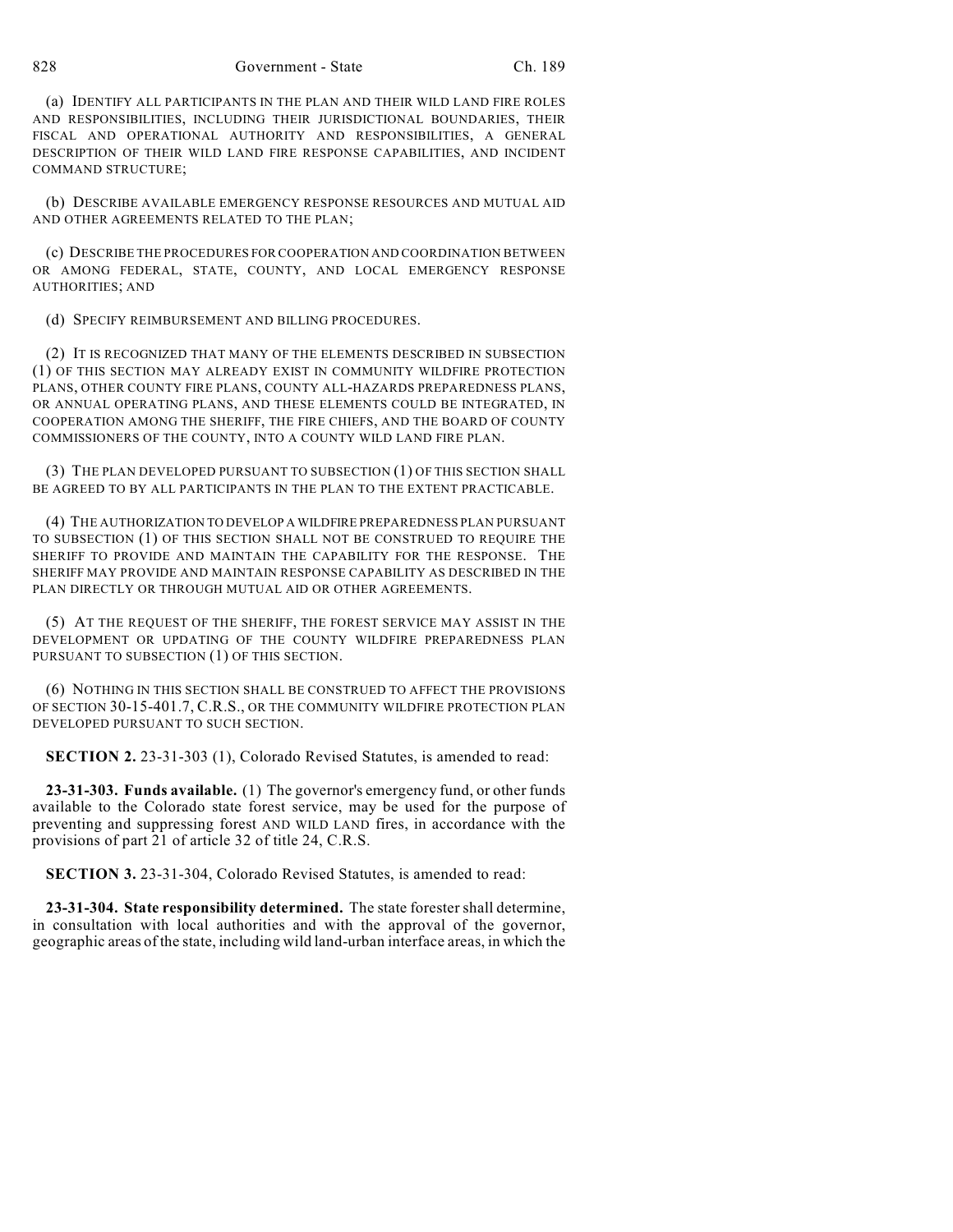(a) IDENTIFY ALL PARTICIPANTS IN THE PLAN AND THEIR WILD LAND FIRE ROLES AND RESPONSIBILITIES, INCLUDING THEIR JURISDICTIONAL BOUNDARIES, THEIR FISCAL AND OPERATIONAL AUTHORITY AND RESPONSIBILITIES, A GENERAL DESCRIPTION OF THEIR WILD LAND FIRE RESPONSE CAPABILITIES, AND INCIDENT COMMAND STRUCTURE;

(b) DESCRIBE AVAILABLE EMERGENCY RESPONSE RESOURCES AND MUTUAL AID AND OTHER AGREEMENTS RELATED TO THE PLAN;

(c) DESCRIBE THE PROCEDURES FOR COOPERATION AND COORDINATION BETWEEN OR AMONG FEDERAL, STATE, COUNTY, AND LOCAL EMERGENCY RESPONSE AUTHORITIES; AND

(d) SPECIFY REIMBURSEMENT AND BILLING PROCEDURES.

(2) IT IS RECOGNIZED THAT MANY OF THE ELEMENTS DESCRIBED IN SUBSECTION (1) OF THIS SECTION MAY ALREADY EXIST IN COMMUNITY WILDFIRE PROTECTION PLANS, OTHER COUNTY FIRE PLANS, COUNTY ALL-HAZARDS PREPAREDNESS PLANS, OR ANNUAL OPERATING PLANS, AND THESE ELEMENTS COULD BE INTEGRATED, IN COOPERATION AMONG THE SHERIFF, THE FIRE CHIEFS, AND THE BOARD OF COUNTY COMMISSIONERS OF THE COUNTY, INTO A COUNTY WILD LAND FIRE PLAN.

(3) THE PLAN DEVELOPED PURSUANT TO SUBSECTION (1) OF THIS SECTION SHALL BE AGREED TO BY ALL PARTICIPANTS IN THE PLAN TO THE EXTENT PRACTICABLE.

(4) THE AUTHORIZATION TO DEVELOP A WILDFIRE PREPAREDNESS PLAN PURSUANT TO SUBSECTION (1) OF THIS SECTION SHALL NOT BE CONSTRUED TO REQUIRE THE SHERIFF TO PROVIDE AND MAINTAIN THE CAPABILITY FOR THE RESPONSE. THE SHERIFF MAY PROVIDE AND MAINTAIN RESPONSE CAPABILITY AS DESCRIBED IN THE PLAN DIRECTLY OR THROUGH MUTUAL AID OR OTHER AGREEMENTS.

(5) AT THE REQUEST OF THE SHERIFF, THE FOREST SERVICE MAY ASSIST IN THE DEVELOPMENT OR UPDATING OF THE COUNTY WILDFIRE PREPAREDNESS PLAN PURSUANT TO SUBSECTION (1) OF THIS SECTION.

(6) NOTHING IN THIS SECTION SHALL BE CONSTRUED TO AFFECT THE PROVISIONS OF SECTION 30-15-401.7, C.R.S., OR THE COMMUNITY WILDFIRE PROTECTION PLAN DEVELOPED PURSUANT TO SUCH SECTION.

**SECTION 2.** 23-31-303 (1), Colorado Revised Statutes, is amended to read:

**23-31-303. Funds available.** (1) The governor's emergency fund, or other funds available to the Colorado state forest service, may be used for the purpose of preventing and suppressing forest AND WILD LAND fires, in accordance with the provisions of part 21 of article 32 of title 24, C.R.S.

**SECTION 3.** 23-31-304, Colorado Revised Statutes, is amended to read:

**23-31-304. State responsibility determined.** The state forester shall determine, in consultation with local authorities and with the approval of the governor, geographic areas of the state, including wild land-urban interface areas, in which the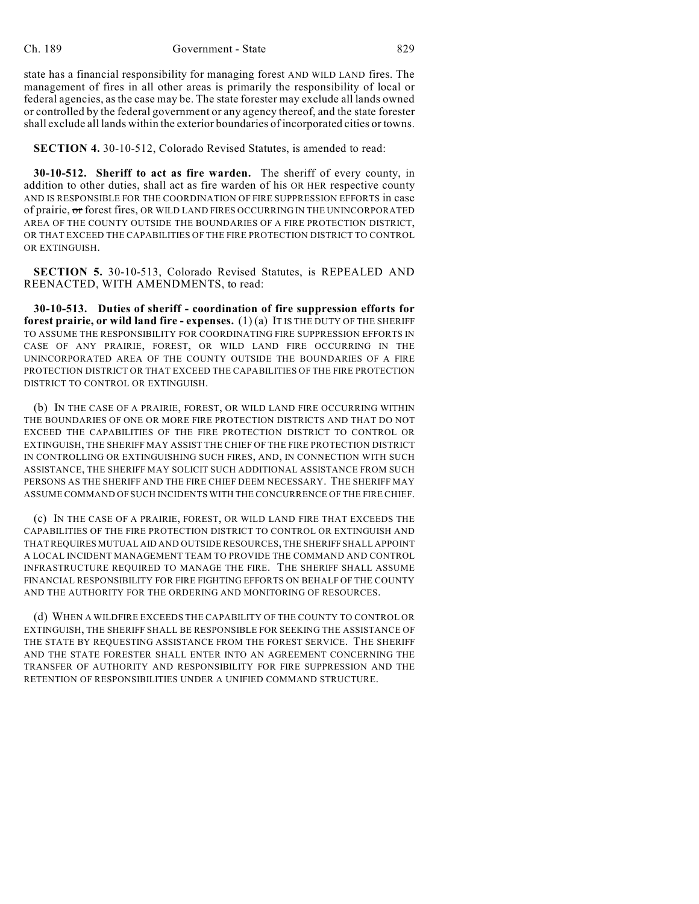state has a financial responsibility for managing forest AND WILD LAND fires. The management of fires in all other areas is primarily the responsibility of local or federal agencies, as the case may be. The state forester may exclude all lands owned or controlled by the federal government or any agency thereof, and the state forester shall exclude all lands within the exterior boundaries of incorporated cities or towns.

**SECTION 4.** 30-10-512, Colorado Revised Statutes, is amended to read:

**30-10-512. Sheriff to act as fire warden.** The sheriff of every county, in addition to other duties, shall act as fire warden of his OR HER respective county AND IS RESPONSIBLE FOR THE COORDINATION OF FIRE SUPPRESSION EFFORTS in case of prairie, ~~or~~ forest fires, OR WILD LAND FIRES OCCURRING IN THE UNINCORPORATED AREA OF THE COUNTY OUTSIDE THE BOUNDARIES OF A FIRE PROTECTION DISTRICT, OR THAT EXCEED THE CAPABILITIES OF THE FIRE PROTECTION DISTRICT TO CONTROL OR EXTINGUISH.

**SECTION 5.** 30-10-513, Colorado Revised Statutes, is REPEALED AND REENACTED, WITH AMENDMENTS, to read:

**30-10-513. Duties of sheriff - coordination of fire suppression efforts for forest prairie, or wild land fire - expenses.** (1) (a) IT IS THE DUTY OF THE SHERIFF TO ASSUME THE RESPONSIBILITY FOR COORDINATING FIRE SUPPRESSION EFFORTS IN CASE OF ANY PRAIRIE, FOREST, OR WILD LAND FIRE OCCURRING IN THE UNINCORPORATED AREA OF THE COUNTY OUTSIDE THE BOUNDARIES OF A FIRE PROTECTION DISTRICT OR THAT EXCEED THE CAPABILITIES OF THE FIRE PROTECTION DISTRICT TO CONTROL OR EXTINGUISH.

(b) IN THE CASE OF A PRAIRIE, FOREST, OR WILD LAND FIRE OCCURRING WITHIN THE BOUNDARIES OF ONE OR MORE FIRE PROTECTION DISTRICTS AND THAT DO NOT EXCEED THE CAPABILITIES OF THE FIRE PROTECTION DISTRICT TO CONTROL OR EXTINGUISH, THE SHERIFF MAY ASSIST THE CHIEF OF THE FIRE PROTECTION DISTRICT IN CONTROLLING OR EXTINGUISHING SUCH FIRES, AND, IN CONNECTION WITH SUCH ASSISTANCE, THE SHERIFF MAY SOLICIT SUCH ADDITIONAL ASSISTANCE FROM SUCH PERSONS AS THE SHERIFF AND THE FIRE CHIEF DEEM NECESSARY. THE SHERIFF MAY ASSUME COMMAND OF SUCH INCIDENTS WITH THE CONCURRENCE OF THE FIRE CHIEF.

(c) IN THE CASE OF A PRAIRIE, FOREST, OR WILD LAND FIRE THAT EXCEEDS THE CAPABILITIES OF THE FIRE PROTECTION DISTRICT TO CONTROL OR EXTINGUISH AND THAT REQUIRES MUTUAL AID AND OUTSIDE RESOURCES, THE SHERIFF SHALL APPOINT A LOCAL INCIDENT MANAGEMENT TEAM TO PROVIDE THE COMMAND AND CONTROL INFRASTRUCTURE REQUIRED TO MANAGE THE FIRE. THE SHERIFF SHALL ASSUME FINANCIAL RESPONSIBILITY FOR FIRE FIGHTING EFFORTS ON BEHALF OF THE COUNTY AND THE AUTHORITY FOR THE ORDERING AND MONITORING OF RESOURCES.

(d) WHEN A WILDFIRE EXCEEDS THE CAPABILITY OF THE COUNTY TO CONTROL OR EXTINGUISH, THE SHERIFF SHALL BE RESPONSIBLE FOR SEEKING THE ASSISTANCE OF THE STATE BY REQUESTING ASSISTANCE FROM THE FOREST SERVICE. THE SHERIFF AND THE STATE FORESTER SHALL ENTER INTO AN AGREEMENT CONCERNING THE TRANSFER OF AUTHORITY AND RESPONSIBILITY FOR FIRE SUPPRESSION AND THE RETENTION OF RESPONSIBILITIES UNDER A UNIFIED COMMAND STRUCTURE.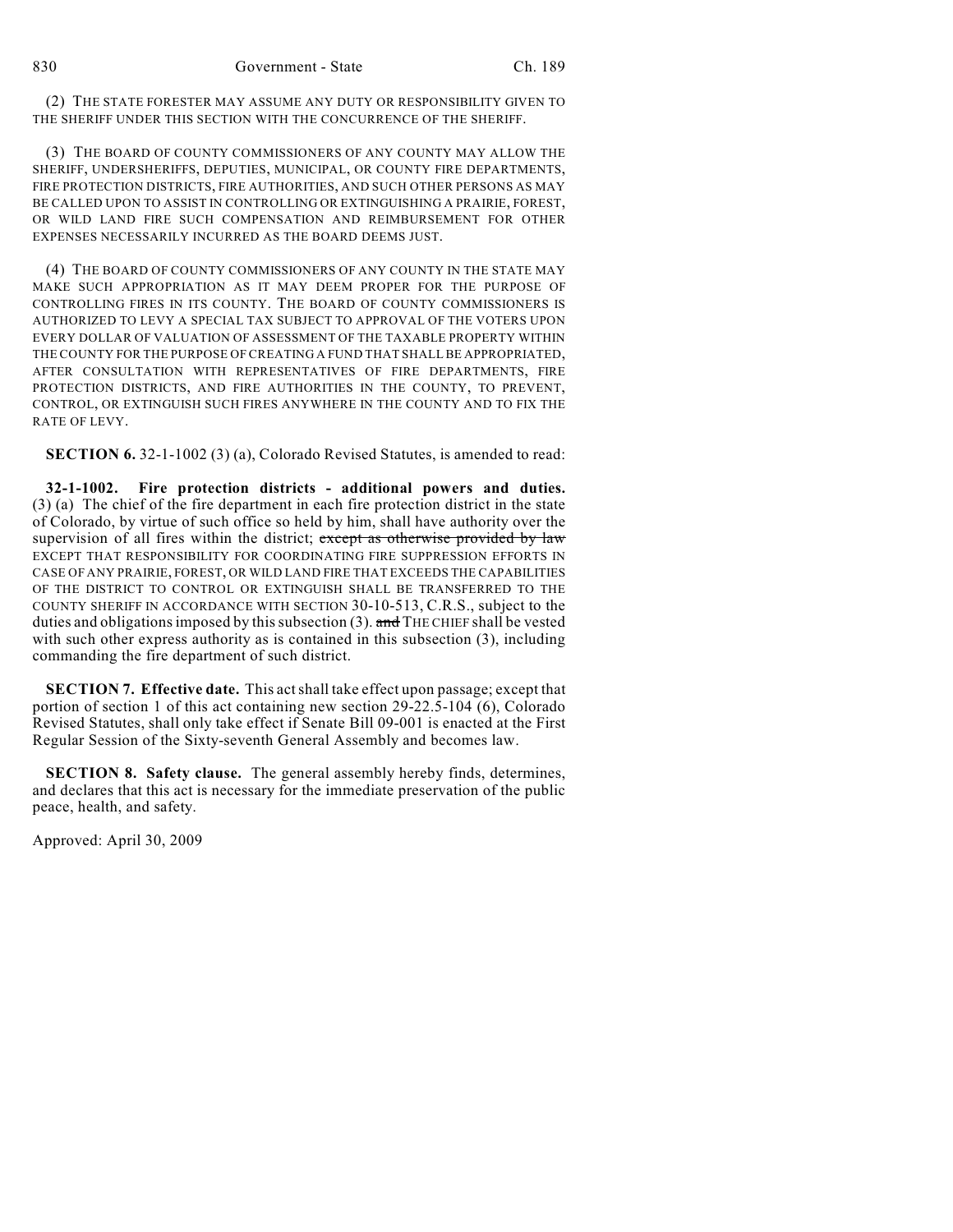(2) THE STATE FORESTER MAY ASSUME ANY DUTY OR RESPONSIBILITY GIVEN TO THE SHERIFF UNDER THIS SECTION WITH THE CONCURRENCE OF THE SHERIFF.

(3) THE BOARD OF COUNTY COMMISSIONERS OF ANY COUNTY MAY ALLOW THE SHERIFF, UNDERSHERIFFS, DEPUTIES, MUNICIPAL, OR COUNTY FIRE DEPARTMENTS, FIRE PROTECTION DISTRICTS, FIRE AUTHORITIES, AND SUCH OTHER PERSONS AS MAY BE CALLED UPON TO ASSIST IN CONTROLLING OR EXTINGUISHING A PRAIRIE, FOREST, OR WILD LAND FIRE SUCH COMPENSATION AND REIMBURSEMENT FOR OTHER EXPENSES NECESSARILY INCURRED AS THE BOARD DEEMS JUST.

(4) THE BOARD OF COUNTY COMMISSIONERS OF ANY COUNTY IN THE STATE MAY MAKE SUCH APPROPRIATION AS IT MAY DEEM PROPER FOR THE PURPOSE OF CONTROLLING FIRES IN ITS COUNTY. THE BOARD OF COUNTY COMMISSIONERS IS AUTHORIZED TO LEVY A SPECIAL TAX SUBJECT TO APPROVAL OF THE VOTERS UPON EVERY DOLLAR OF VALUATION OF ASSESSMENT OF THE TAXABLE PROPERTY WITHIN THE COUNTY FOR THE PURPOSE OF CREATING A FUND THAT SHALL BE APPROPRIATED, AFTER CONSULTATION WITH REPRESENTATIVES OF FIRE DEPARTMENTS, FIRE PROTECTION DISTRICTS, AND FIRE AUTHORITIES IN THE COUNTY, TO PREVENT, CONTROL, OR EXTINGUISH SUCH FIRES ANYWHERE IN THE COUNTY AND TO FIX THE RATE OF LEVY.

**SECTION 6.** 32-1-1002 (3) (a), Colorado Revised Statutes, is amended to read:

**32-1-1002. Fire protection districts - additional powers and duties.** (3) (a) The chief of the fire department in each fire protection district in the state of Colorado, by virtue of such office so held by him, shall have authority over the supervision of all fires within the district; ~~except as otherwise provided by law~~ EXCEPT THAT RESPONSIBILITY FOR COORDINATING FIRE SUPPRESSION EFFORTS IN CASE OF ANY PRAIRIE, FOREST, OR WILD LAND FIRE THAT EXCEEDS THE CAPABILITIES OF THE DISTRICT TO CONTROL OR EXTINGUISH SHALL BE TRANSFERRED TO THE COUNTY SHERIFF IN ACCORDANCE WITH SECTION 30-10-513, C.R.S., subject to the duties and obligations imposed by this subsection (3). ~~and~~ THE CHIEF shall be vested with such other express authority as is contained in this subsection (3), including commanding the fire department of such district.

**SECTION 7. Effective date.** This act shall take effect upon passage; except that portion of section 1 of this act containing new section 29-22.5-104 (6), Colorado Revised Statutes, shall only take effect if Senate Bill 09-001 is enacted at the First Regular Session of the Sixty-seventh General Assembly and becomes law.

**SECTION 8. Safety clause.** The general assembly hereby finds, determines, and declares that this act is necessary for the immediate preservation of the public peace, health, and safety.

Approved: April 30, 2009